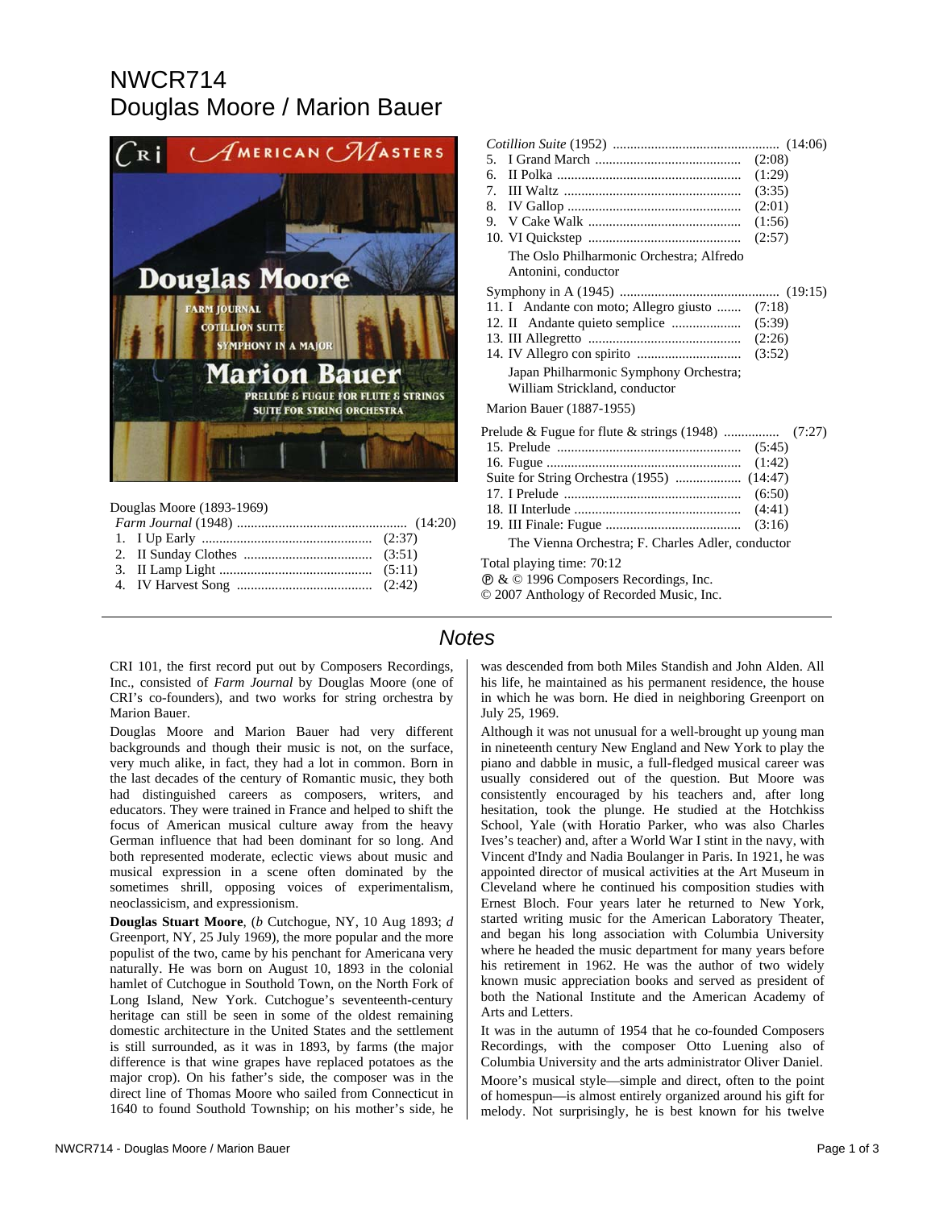# NWCR714
# Douglas Moore / Marion Bauer

Douglas Moore (1893-1969)

*Farm Journal* (1948) .................................................. (14:20)
1. I Up Early .................................................. (2:37)
2. II Sunday Clothes .................................... (3:51)
3. II Lamp Light ............................................ (5:11)
4. IV Harvest Song ...................................... (2:42)

*Cotillion Suite* (1952) ................................................ (14:06)
5. I Grand March .......................................... (2:08)
6. II Polka ..................................................... (1:29)
7. III Waltz .................................................. (3:35)
8. IV Gallop .................................................. (2:01)
9. V Cake Walk ............................................ (1:56)
10. VI Quickstep ............................................ (2:57)

The Oslo Philharmonic Orchestra; Alfredo Antonini, conductor

Symphony in A (1945) ............................................. (19:15)
11. I Andante con moto; Allegro giusto ....... (7:18)
12. II Andante quieto semplice .................... (5:39)
13. III Allegretto ............................................ (2:26)
14. IV Allegro con spirito .............................. (3:52)

Japan Philharmonic Symphony Orchestra; William Strickland, conductor

Marion Bauer (1887-1955)

Prelude & Fugue for flute & strings (1948) ................ (7:27)
15. Prelude ..................................................... (5:45)
16. Fugue ........................................................ (1:42)

Suite for String Orchestra (1955) ................... (14:47)
17. I Prelude ................................................... (6:50)
18. II Interlude ................................................ (4:41)
19. III Finale: Fugue ....................................... (3:16)

The Vienna Orchestra; F. Charles Adler, conductor

Total playing time: 70:12
℗ & © 1996 Composers Recordings, Inc.
© 2007 Anthology of Recorded Music, Inc.

## Notes

CRI 101, the first record put out by Composers Recordings, Inc., consisted of *Farm Journal* by Douglas Moore (one of CRI's co-founders), and two works for string orchestra by Marion Bauer.

Douglas Moore and Marion Bauer had very different backgrounds and though their music is not, on the surface, very much alike, in fact, they had a lot in common. Born in the last decades of the century of Romantic music, they both had distinguished careers as composers, writers, and educators. They were trained in France and helped to shift the focus of American musical culture away from the heavy German influence that had been dominant for so long. And both represented moderate, eclectic views about music and musical expression in a scene often dominated by the sometimes shrill, opposing voices of experimentalism, neoclassicism, and expressionism.

**Douglas Stuart Moore**, (*b* Cutchogue, NY, 10 Aug 1893; *d* Greenport, NY, 25 July 1969), the more popular and the more populist of the two, came by his penchant for Americana very naturally. He was born on August 10, 1893 in the colonial hamlet of Cutchogue in Southold Town, on the North Fork of Long Island, New York. Cutchogue's seventeenth-century heritage can still be seen in some of the oldest remaining domestic architecture in the United States and the settlement is still surrounded, as it was in 1893, by farms (the major difference is that wine grapes have replaced potatoes as the major crop). On his father's side, the composer was in the direct line of Thomas Moore who sailed from Connecticut in 1640 to found Southold Township; on his mother's side, he was descended from both Miles Standish and John Alden. All his life, he maintained as his permanent residence, the house in which he was born. He died in neighboring Greenport on July 25, 1969.

Although it was not unusual for a well-brought up young man in nineteenth century New England and New York to play the piano and dabble in music, a full-fledged musical career was usually considered out of the question. But Moore was consistently encouraged by his teachers and, after long hesitation, took the plunge. He studied at the Hotchkiss School, Yale (with Horatio Parker, who was also Charles Ives's teacher) and, after a World War I stint in the navy, with Vincent d'Indy and Nadia Boulanger in Paris. In 1921, he was appointed director of musical activities at the Art Museum in Cleveland where he continued his composition studies with Ernest Bloch. Four years later he returned to New York, started writing music for the American Laboratory Theater, and began his long association with Columbia University where he headed the music department for many years before his retirement in 1962. He was the author of two widely known music appreciation books and served as president of both the National Institute and the American Academy of Arts and Letters.

It was in the autumn of 1954 that he co-founded Composers Recordings, with the composer Otto Luening also of Columbia University and the arts administrator Oliver Daniel.

Moore's musical style—simple and direct, often to the point of homespun—is almost entirely organized around his gift for melody. Not surprisingly, he is best known for his twelve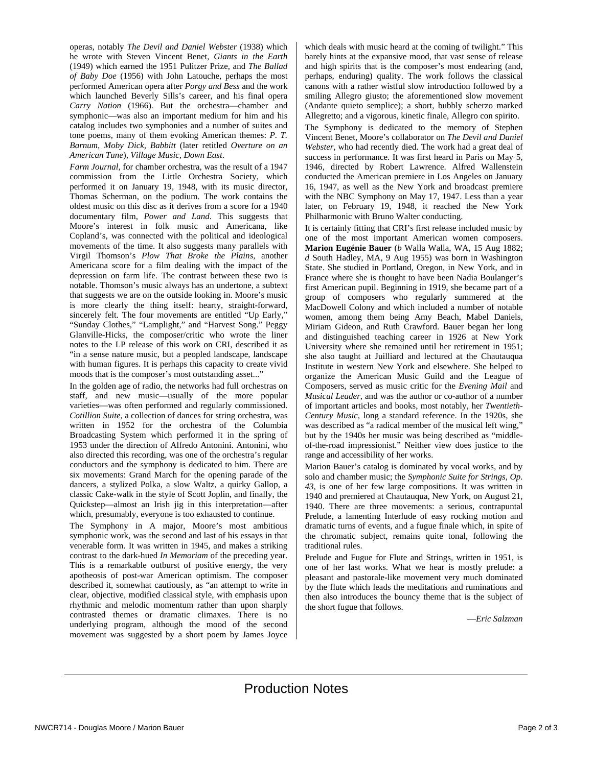operas, notably *The Devil and Daniel Webster* (1938) which he wrote with Steven Vincent Benet, *Giants in the Earth* (1949) which earned the 1951 Pulitzer Prize, and *The Ballad of Baby Doe* (1956) with John Latouche, perhaps the most performed American opera after *Porgy and Bess* and the work which launched Beverly Sills's career, and his final opera *Carry Nation* (1966). But the orchestra—chamber and symphonic—was also an important medium for him and his catalog includes two symphonies and a number of suites and tone poems, many of them evoking American themes: *P. T. Barnum, Moby Dick, Babbitt* (later retitled *Overture on an American Tune*), *Village Music, Down East*.

*Farm Journal*, for chamber orchestra, was the result of a 1947 commission from the Little Orchestra Society, which performed it on January 19, 1948, with its music director, Thomas Scherman, on the podium. The work contains the oldest music on this disc as it derives from a score for a 1940 documentary film, *Power and Land*. This suggests that Moore's interest in folk music and Americana, like Copland's, was connected with the political and ideological movements of the time. It also suggests many parallels with Virgil Thomson's *Plow That Broke the Plains*, another Americana score for a film dealing with the impact of the depression on farm life. The contrast between these two is notable. Thomson's music always has an undertone, a subtext that suggests we are on the outside looking in. Moore's music is more clearly the thing itself: hearty, straight-forward, sincerely felt. The four movements are entitled "Up Early," "Sunday Clothes," "Lamplight," and "Harvest Song." Peggy Glanville-Hicks, the composer/critic who wrote the liner notes to the LP release of this work on CRI, described it as "in a sense nature music, but a peopled landscape, landscape with human figures. It is perhaps this capacity to create vivid moods that is the composer's most outstanding asset..."

In the golden age of radio, the networks had full orchestras on staff, and new music—usually of the more popular varieties—was often performed and regularly commissioned. *Cotillion Suite*, a collection of dances for string orchestra, was written in 1952 for the orchestra of the Columbia Broadcasting System which performed it in the spring of 1953 under the direction of Alfredo Antonini. Antonini, who also directed this recording, was one of the orchestra's regular conductors and the symphony is dedicated to him. There are six movements: Grand March for the opening parade of the dancers, a stylized Polka, a slow Waltz, a quirky Gallop, a classic Cake-walk in the style of Scott Joplin, and finally, the Quickstep—almost an Irish jig in this interpretation—after which, presumably, everyone is too exhausted to continue.

The Symphony in A major, Moore's most ambitious symphonic work, was the second and last of his essays in that venerable form. It was written in 1945, and makes a striking contrast to the dark-hued *In Memoriam* of the preceding year. This is a remarkable outburst of positive energy, the very apotheosis of post-war American optimism. The composer described it, somewhat cautiously, as "an attempt to write in clear, objective, modified classical style, with emphasis upon rhythmic and melodic momentum rather than upon sharply contrasted themes or dramatic climaxes. There is no underlying program, although the mood of the second movement was suggested by a short poem by James Joyce which deals with music heard at the coming of twilight." This barely hints at the expansive mood, that vast sense of release and high spirits that is the composer's most endearing (and, perhaps, enduring) quality. The work follows the classical canons with a rather wistful slow introduction followed by a smiling Allegro giusto; the aforementioned slow movement (Andante quieto semplice); a short, bubbly scherzo marked Allegretto; and a vigorous, kinetic finale, Allegro con spirito.

The Symphony is dedicated to the memory of Stephen Vincent Benet, Moore's collaborator on *The Devil and Daniel Webster*, who had recently died. The work had a great deal of success in performance. It was first heard in Paris on May 5, 1946, directed by Robert Lawrence. Alfred Wallenstein conducted the American premiere in Los Angeles on January 16, 1947, as well as the New York and broadcast premiere with the NBC Symphony on May 17, 1947. Less than a year later, on February 19, 1948, it reached the New York Philharmonic with Bruno Walter conducting.

It is certainly fitting that CRI's first release included music by one of the most important American women composers. **Marion Eugénie Bauer** (*b* Walla Walla, WA, 15 Aug 1882; *d* South Hadley, MA, 9 Aug 1955) was born in Washington State. She studied in Portland, Oregon, in New York, and in France where she is thought to have been Nadia Boulanger's first American pupil. Beginning in 1919, she became part of a group of composers who regularly summered at the MacDowell Colony and which included a number of notable women, among them being Amy Beach, Mabel Daniels, Miriam Gideon, and Ruth Crawford. Bauer began her long and distinguished teaching career in 1926 at New York University where she remained until her retirement in 1951; she also taught at Juilliard and lectured at the Chautauqua Institute in western New York and elsewhere. She helped to organize the American Music Guild and the League of Composers, served as music critic for the *Evening Mail* and *Musical Leader*, and was the author or co-author of a number of important articles and books, most notably, her *Twentieth-Century Music*, long a standard reference. In the 1920s, she was described as "a radical member of the musical left wing," but by the 1940s her music was being described as "middle-of-the-road impressionist." Neither view does justice to the range and accessibility of her works.

Marion Bauer's catalog is dominated by vocal works, and by solo and chamber music; the *Symphonic Suite for Strings, Op. 43*, is one of her few large compositions. It was written in 1940 and premiered at Chautauqua, New York, on August 21, 1940. There are three movements: a serious, contrapuntal Prelude, a lamenting Interlude of easy rocking motion and dramatic turns of events, and a fugue finale which, in spite of the chromatic subject, remains quite tonal, following the traditional rules.

Prelude and Fugue for Flute and Strings, written in 1951, is one of her last works. What we hear is mostly prelude: a pleasant and pastorale-like movement very much dominated by the flute which leads the meditations and ruminations and then also introduces the bouncy theme that is the subject of the short fugue that follows.

—*Eric Salzman*

## Production Notes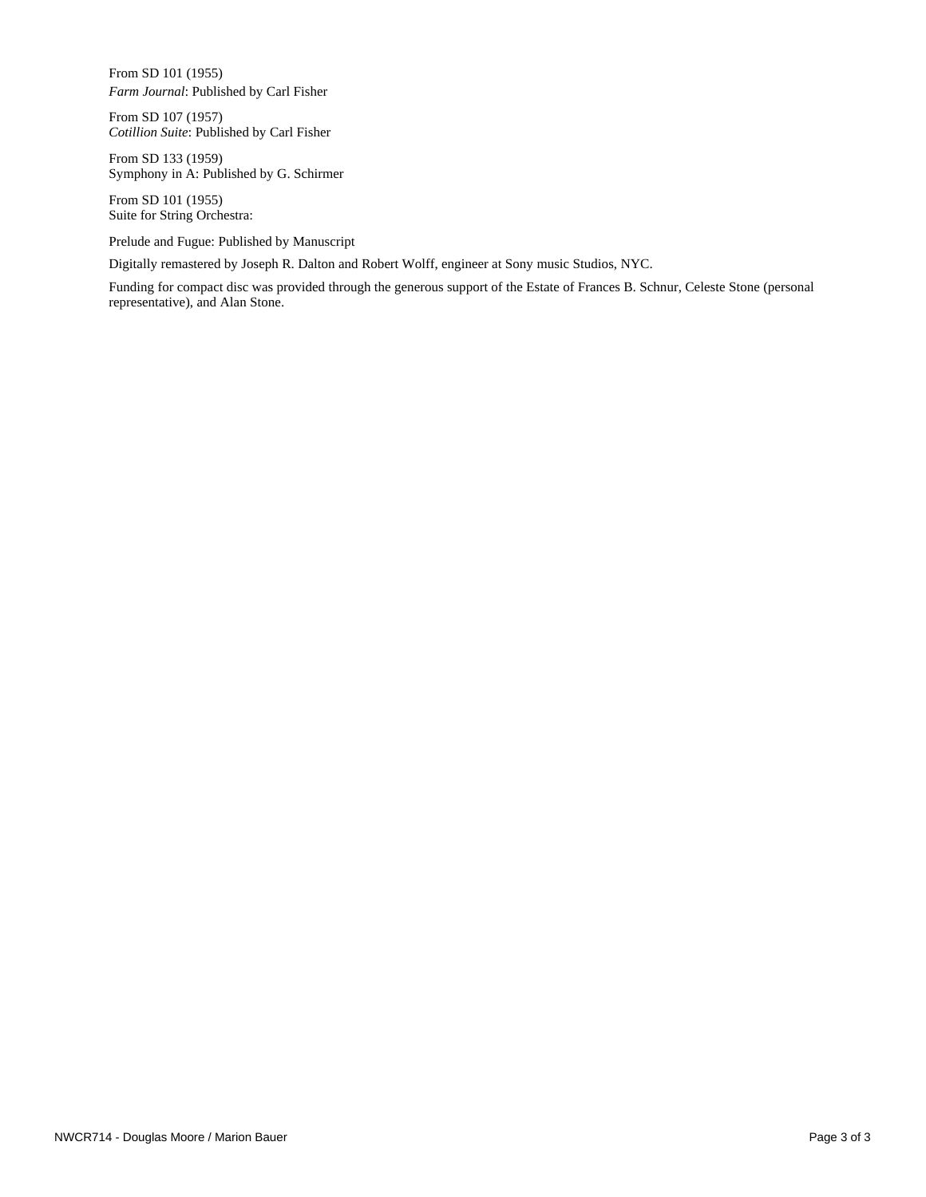From SD 101 (1955)
*Farm Journal*: Published by Carl Fisher

From SD 107 (1957)
*Cotillion Suite*: Published by Carl Fisher

From SD 133 (1959)
Symphony in A: Published by G. Schirmer

From SD 101 (1955)
Suite for String Orchestra:

Prelude and Fugue: Published by Manuscript

Digitally remastered by Joseph R. Dalton and Robert Wolff, engineer at Sony music Studios, NYC.

Funding for compact disc was provided through the generous support of the Estate of Frances B. Schnur, Celeste Stone (personal representative), and Alan Stone.